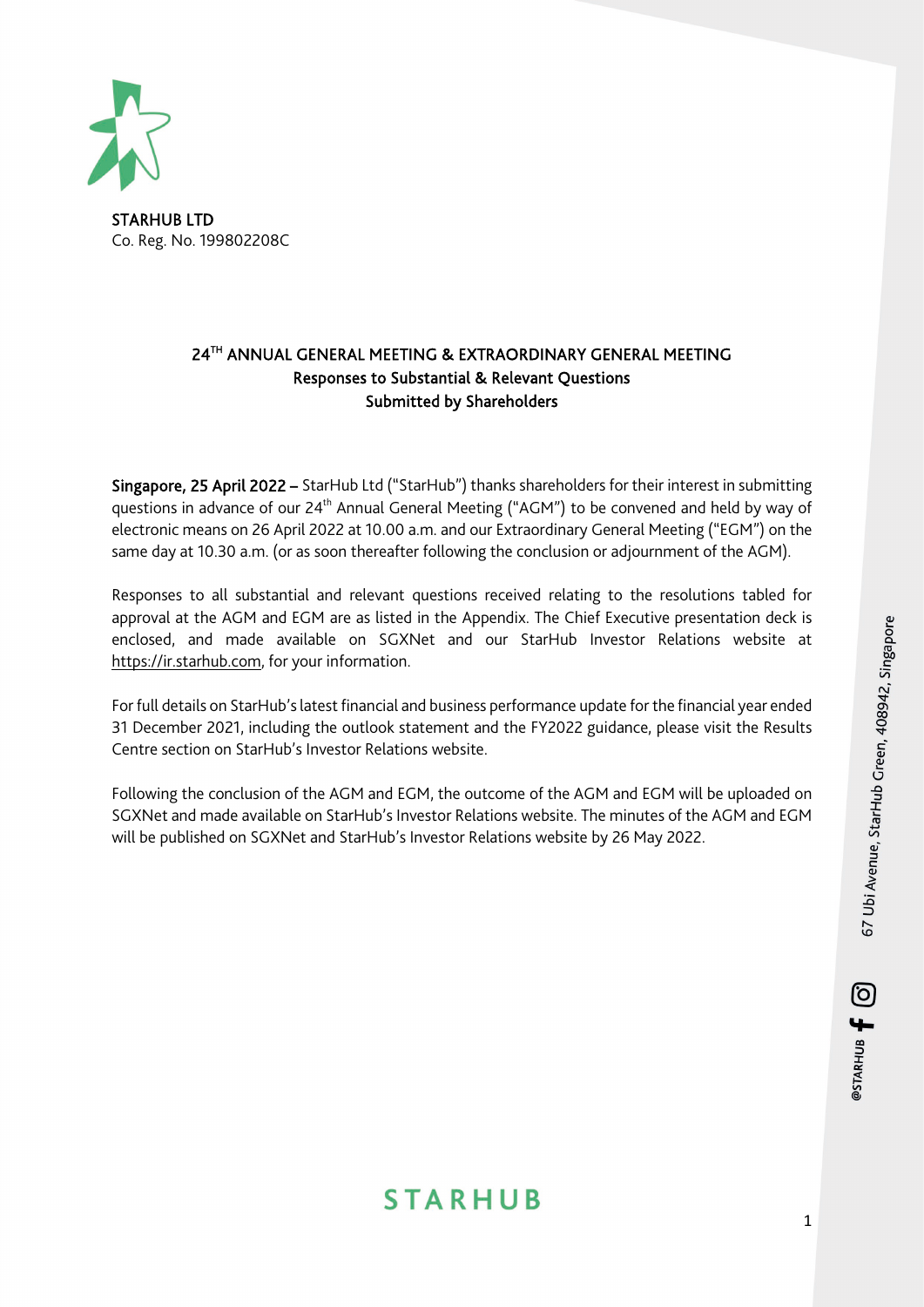STARHUB LTD
Co. Reg. No. 199802208C

## 24TH ANNUAL GENERAL MEETING & EXTRAORDINARY GENERAL MEETING
## Responses to Substantial & Relevant Questions
## Submitted by Shareholders

**Singapore, 25 April 2022 –** StarHub Ltd ("StarHub") thanks shareholders for their interest in submitting questions in advance of our 24th Annual General Meeting ("AGM") to be convened and held by way of electronic means on 26 April 2022 at 10.00 a.m. and our Extraordinary General Meeting ("EGM") on the same day at 10.30 a.m. (or as soon thereafter following the conclusion or adjournment of the AGM).

Responses to all substantial and relevant questions received relating to the resolutions tabled for approval at the AGM and EGM are as listed in the Appendix. The Chief Executive presentation deck is enclosed, and made available on SGXNet and our StarHub Investor Relations website at https://ir.starhub.com, for your information.

For full details on StarHub's latest financial and business performance update for the financial year ended 31 December 2021, including the outlook statement and the FY2022 guidance, please visit the Results Centre section on StarHub's Investor Relations website.

Following the conclusion of the AGM and EGM, the outcome of the AGM and EGM will be uploaded on SGXNet and made available on StarHub's Investor Relations website. The minutes of the AGM and EGM will be published on SGXNet and StarHub's Investor Relations website by 26 May 2022.

67 Ubi Avenue, StarHub Green, 408942, Singapore

@STARHUB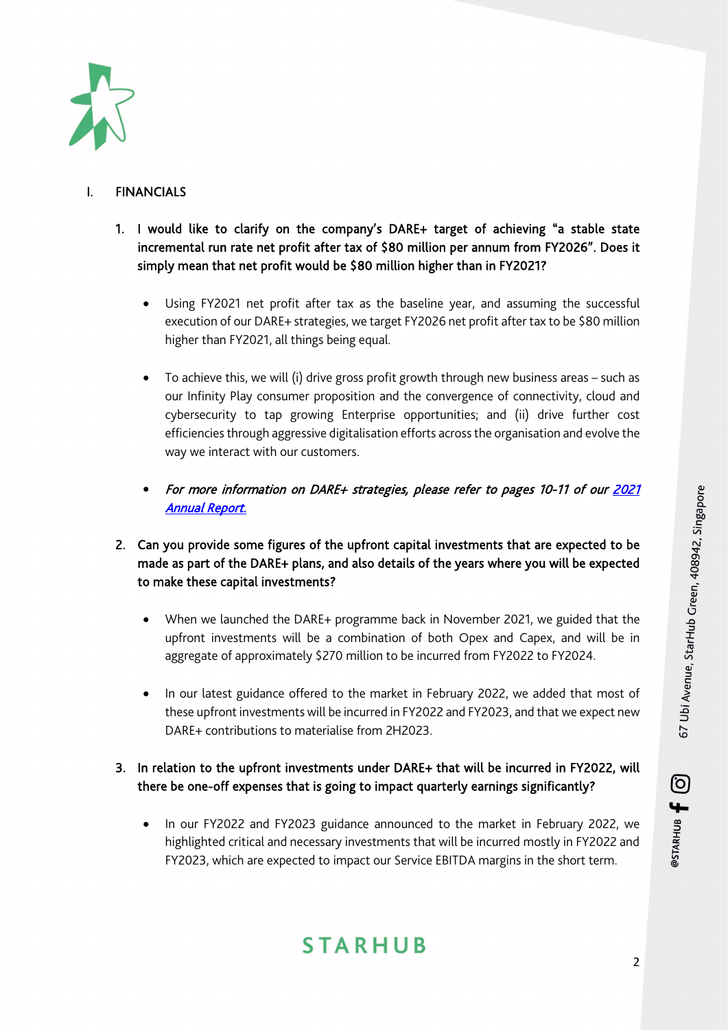## I. FINANCIALS

1. **I would like to clarify on the company's DARE+ target of achieving "a stable state incremental run rate net profit after tax of $80 million per annum from FY2026". Does it simply mean that net profit would be $80 million higher than in FY2021?**

   - Using FY2021 net profit after tax as the baseline year, and assuming the successful execution of our DARE+ strategies, we target FY2026 net profit after tax to be $80 million higher than FY2021, all things being equal.

   - To achieve this, we will (i) drive gross profit growth through new business areas – such as our Infinity Play consumer proposition and the convergence of connectivity, cloud and cybersecurity to tap growing Enterprise opportunities; and (ii) drive further cost efficiencies through aggressive digitalisation efforts across the organisation and evolve the way we interact with our customers.

   - *For more information on DARE+ strategies, please refer to pages 10-11 of our 2021 Annual Report.*

2. **Can you provide some figures of the upfront capital investments that are expected to be made as part of the DARE+ plans, and also details of the years where you will be expected to make these capital investments?**

   - When we launched the DARE+ programme back in November 2021, we guided that the upfront investments will be a combination of both Opex and Capex, and will be in aggregate of approximately $270 million to be incurred from FY2022 to FY2024.

   - In our latest guidance offered to the market in February 2022, we added that most of these upfront investments will be incurred in FY2022 and FY2023, and that we expect new DARE+ contributions to materialise from 2H2023.

3. **In relation to the upfront investments under DARE+ that will be incurred in FY2022, will there be one-off expenses that is going to impact quarterly earnings significantly?**

   - In our FY2022 and FY2023 guidance announced to the market in February 2022, we highlighted critical and necessary investments that will be incurred mostly in FY2022 and FY2023, which are expected to impact our Service EBITDA margins in the short term.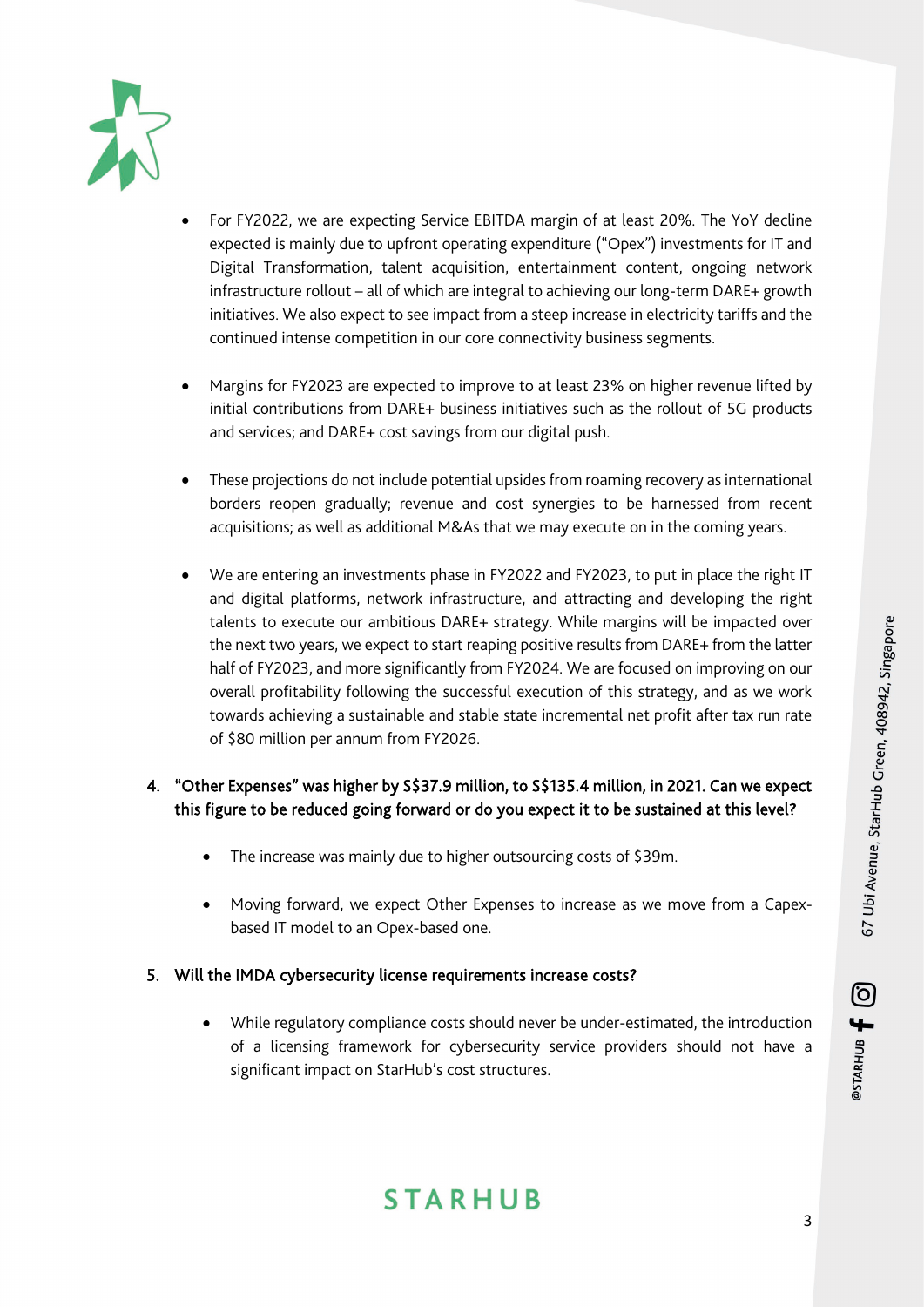- For FY2022, we are expecting Service EBITDA margin of at least 20%. The YoY decline expected is mainly due to upfront operating expenditure ("Opex") investments for IT and Digital Transformation, talent acquisition, entertainment content, ongoing network infrastructure rollout – all of which are integral to achieving our long-term DARE+ growth initiatives. We also expect to see impact from a steep increase in electricity tariffs and the continued intense competition in our core connectivity business segments.

- Margins for FY2023 are expected to improve to at least 23% on higher revenue lifted by initial contributions from DARE+ business initiatives such as the rollout of 5G products and services; and DARE+ cost savings from our digital push.

- These projections do not include potential upsides from roaming recovery as international borders reopen gradually; revenue and cost synergies to be harnessed from recent acquisitions; as well as additional M&As that we may execute on in the coming years.

- We are entering an investments phase in FY2022 and FY2023, to put in place the right IT and digital platforms, network infrastructure, and attracting and developing the right talents to execute our ambitious DARE+ strategy. While margins will be impacted over the next two years, we expect to start reaping positive results from DARE+ from the latter half of FY2023, and more significantly from FY2024. We are focused on improving on our overall profitability following the successful execution of this strategy, and as we work towards achieving a sustainable and stable state incremental net profit after tax run rate of $80 million per annum from FY2026.

4. "Other Expenses" was higher by S$37.9 million, to S$135.4 million, in 2021. Can we expect this figure to be reduced going forward or do you expect it to be sustained at this level?

   - The increase was mainly due to higher outsourcing costs of $39m.

   - Moving forward, we expect Other Expenses to increase as we move from a Capex-based IT model to an Opex-based one.

5. Will the IMDA cybersecurity license requirements increase costs?

   - While regulatory compliance costs should never be under-estimated, the introduction of a licensing framework for cybersecurity service providers should not have a significant impact on StarHub's cost structures.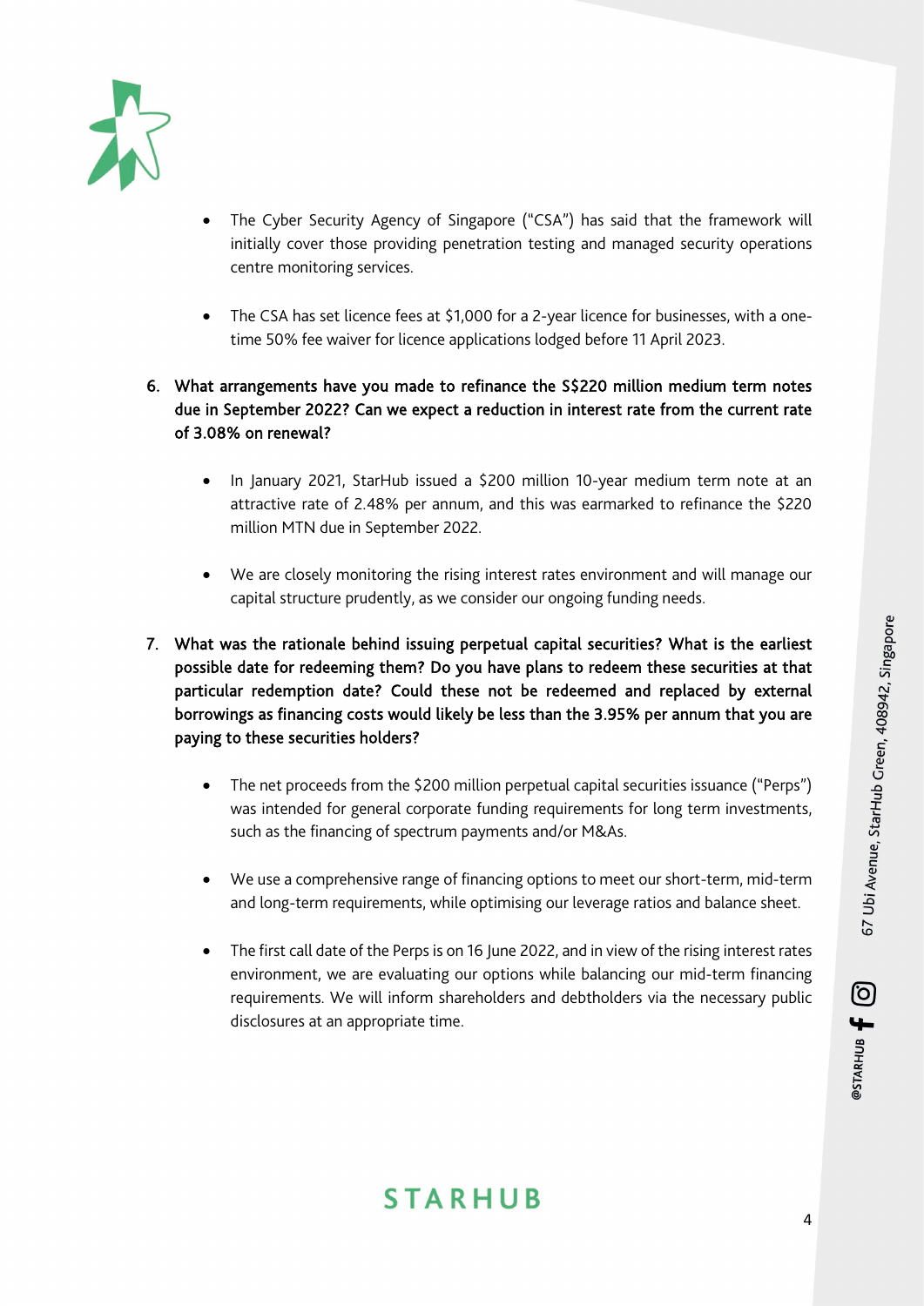- The Cyber Security Agency of Singapore ("CSA") has said that the framework will initially cover those providing penetration testing and managed security operations centre monitoring services.

- The CSA has set licence fees at $1,000 for a 2-year licence for businesses, with a one-time 50% fee waiver for licence applications lodged before 11 April 2023.

6. **What arrangements have you made to refinance the S$220 million medium term notes due in September 2022? Can we expect a reduction in interest rate from the current rate of 3.08% on renewal?**

    - In January 2021, StarHub issued a $200 million 10-year medium term note at an attractive rate of 2.48% per annum, and this was earmarked to refinance the $220 million MTN due in September 2022.

    - We are closely monitoring the rising interest rates environment and will manage our capital structure prudently, as we consider our ongoing funding needs.

7. **What was the rationale behind issuing perpetual capital securities? What is the earliest possible date for redeeming them? Do you have plans to redeem these securities at that particular redemption date? Could these not be redeemed and replaced by external borrowings as financing costs would likely be less than the 3.95% per annum that you are paying to these securities holders?**

    - The net proceeds from the $200 million perpetual capital securities issuance ("Perps") was intended for general corporate funding requirements for long term investments, such as the financing of spectrum payments and/or M&As.

    - We use a comprehensive range of financing options to meet our short-term, mid-term and long-term requirements, while optimising our leverage ratios and balance sheet.

    - The first call date of the Perps is on 16 June 2022, and in view of the rising interest rates environment, we are evaluating our options while balancing our mid-term financing requirements. We will inform shareholders and debtholders via the necessary public disclosures at an appropriate time.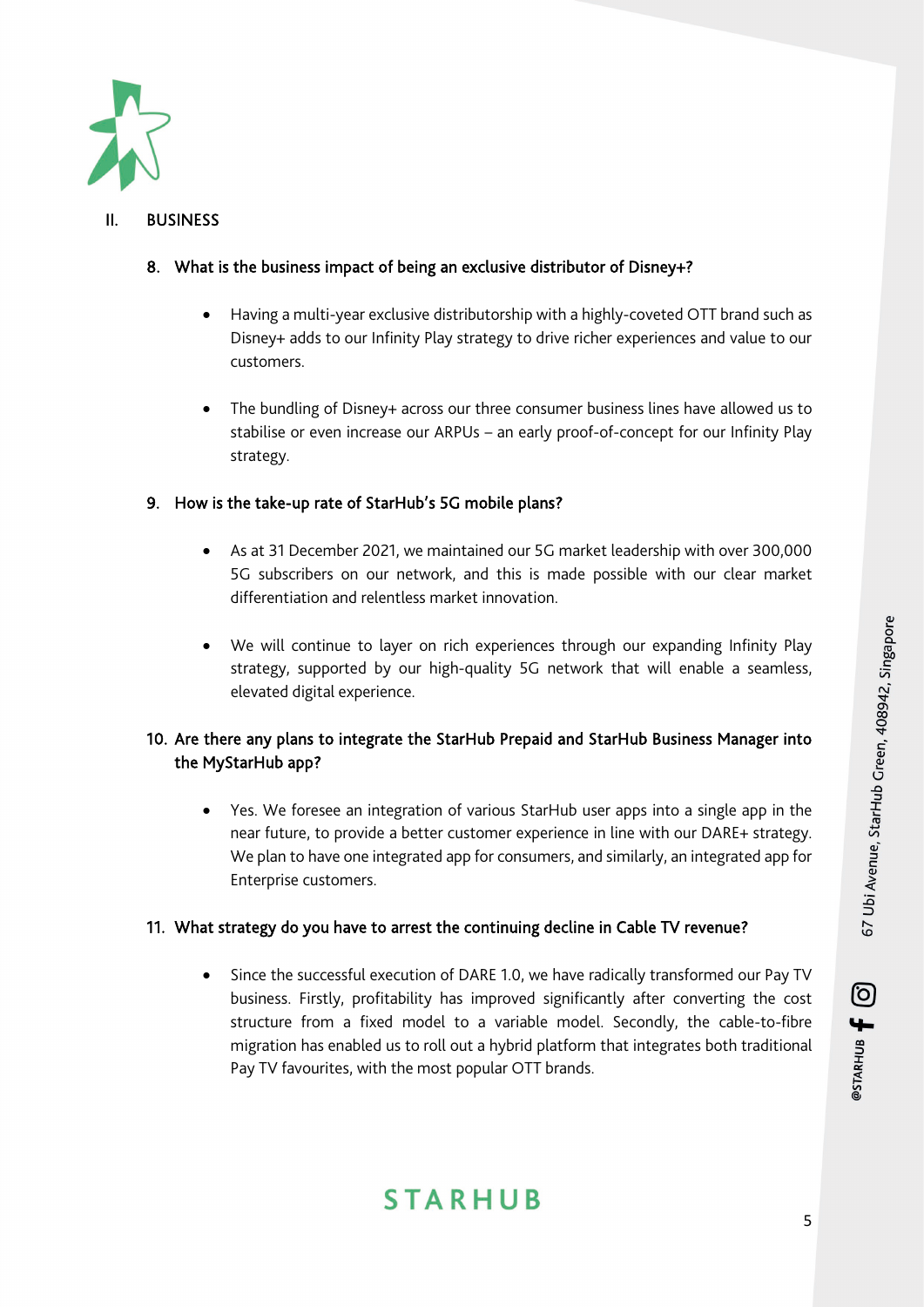## II. BUSINESS

**8. What is the business impact of being an exclusive distributor of Disney+?**

- Having a multi-year exclusive distributorship with a highly-coveted OTT brand such as Disney+ adds to our Infinity Play strategy to drive richer experiences and value to our customers.
- The bundling of Disney+ across our three consumer business lines have allowed us to stabilise or even increase our ARPUs – an early proof-of-concept for our Infinity Play strategy.

**9. How is the take-up rate of StarHub's 5G mobile plans?**

- As at 31 December 2021, we maintained our 5G market leadership with over 300,000 5G subscribers on our network, and this is made possible with our clear market differentiation and relentless market innovation.
- We will continue to layer on rich experiences through our expanding Infinity Play strategy, supported by our high-quality 5G network that will enable a seamless, elevated digital experience.

**10. Are there any plans to integrate the StarHub Prepaid and StarHub Business Manager into the MyStarHub app?**

- Yes. We foresee an integration of various StarHub user apps into a single app in the near future, to provide a better customer experience in line with our DARE+ strategy. We plan to have one integrated app for consumers, and similarly, an integrated app for Enterprise customers.

**11. What strategy do you have to arrest the continuing decline in Cable TV revenue?**

- Since the successful execution of DARE 1.0, we have radically transformed our Pay TV business. Firstly, profitability has improved significantly after converting the cost structure from a fixed model to a variable model. Secondly, the cable-to-fibre migration has enabled us to roll out a hybrid platform that integrates both traditional Pay TV favourites, with the most popular OTT brands.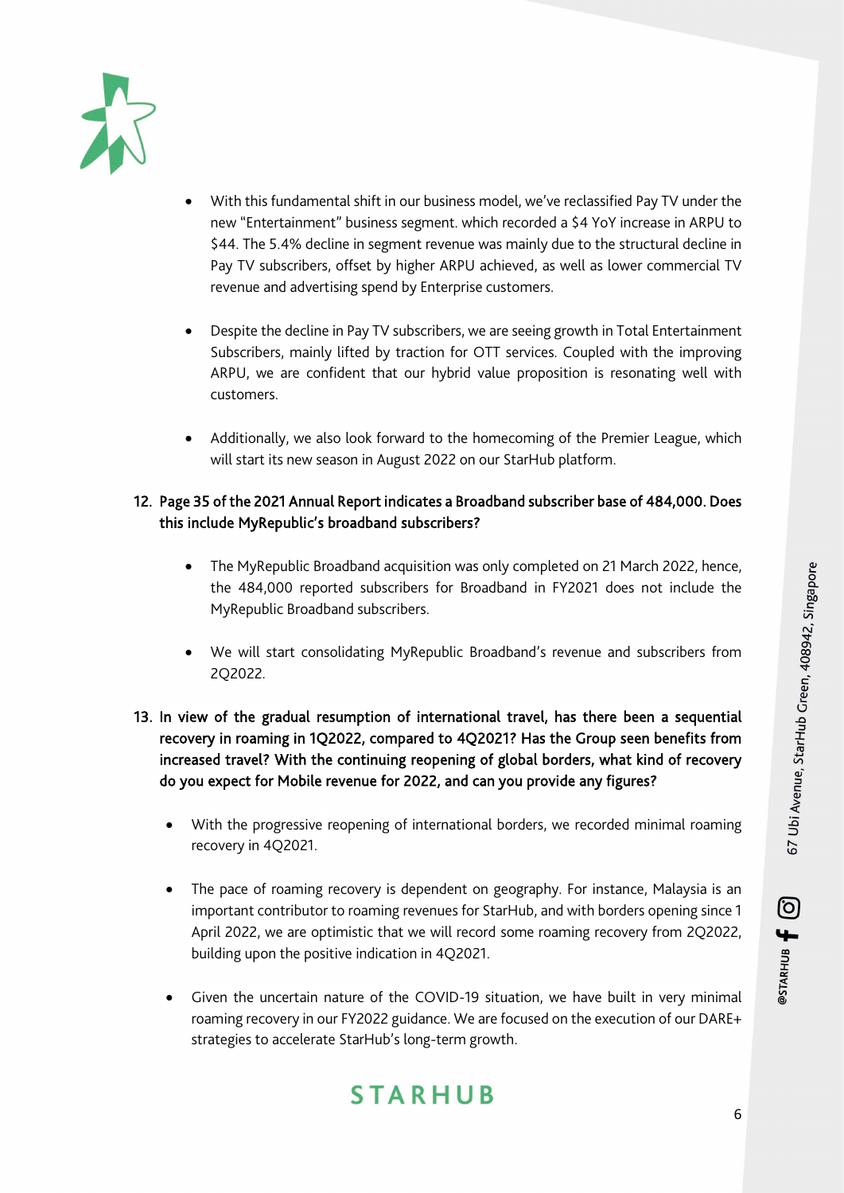- With this fundamental shift in our business model, we've reclassified Pay TV under the new "Entertainment" business segment. which recorded a $4 YoY increase in ARPU to $44. The 5.4% decline in segment revenue was mainly due to the structural decline in Pay TV subscribers, offset by higher ARPU achieved, as well as lower commercial TV revenue and advertising spend by Enterprise customers.

- Despite the decline in Pay TV subscribers, we are seeing growth in Total Entertainment Subscribers, mainly lifted by traction for OTT services. Coupled with the improving ARPU, we are confident that our hybrid value proposition is resonating well with customers.

- Additionally, we also look forward to the homecoming of the Premier League, which will start its new season in August 2022 on our StarHub platform.

12. **Page 35 of the 2021 Annual Report indicates a Broadband subscriber base of 484,000. Does this include MyRepublic's broadband subscribers?**

    - The MyRepublic Broadband acquisition was only completed on 21 March 2022, hence, the 484,000 reported subscribers for Broadband in FY2021 does not include the MyRepublic Broadband subscribers.

    - We will start consolidating MyRepublic Broadband's revenue and subscribers from 2Q2022.

13. **In view of the gradual resumption of international travel, has there been a sequential recovery in roaming in 1Q2022, compared to 4Q2021? Has the Group seen benefits from increased travel? With the continuing reopening of global borders, what kind of recovery do you expect for Mobile revenue for 2022, and can you provide any figures?**

    - With the progressive reopening of international borders, we recorded minimal roaming recovery in 4Q2021.

    - The pace of roaming recovery is dependent on geography. For instance, Malaysia is an important contributor to roaming revenues for StarHub, and with borders opening since 1 April 2022, we are optimistic that we will record some roaming recovery from 2Q2022, building upon the positive indication in 4Q2021.

    - Given the uncertain nature of the COVID-19 situation, we have built in very minimal roaming recovery in our FY2022 guidance. We are focused on the execution of our DARE+ strategies to accelerate StarHub's long-term growth.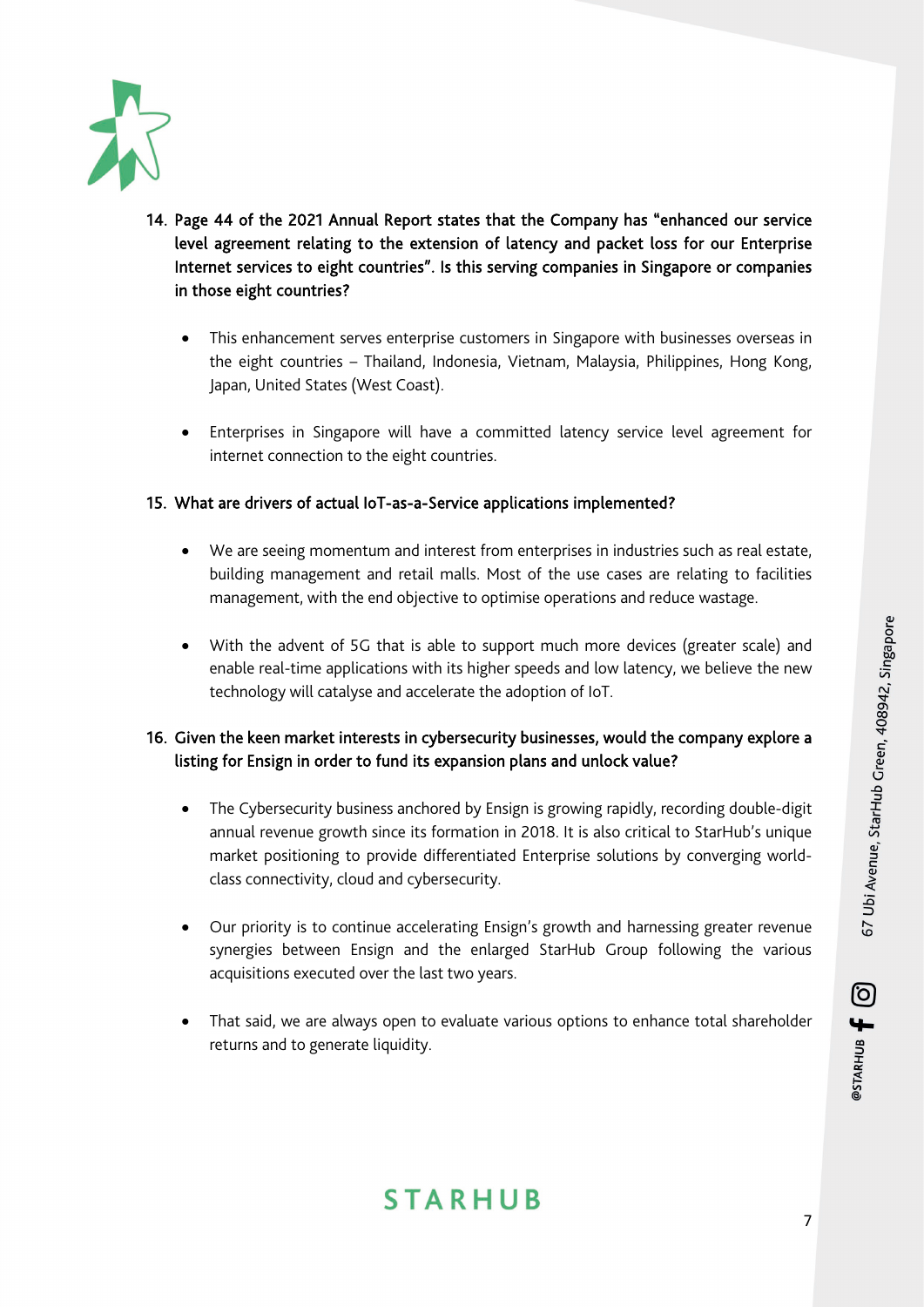14. **Page 44 of the 2021 Annual Report states that the Company has "enhanced our service level agreement relating to the extension of latency and packet loss for our Enterprise Internet services to eight countries". Is this serving companies in Singapore or companies in those eight countries?**

    - This enhancement serves enterprise customers in Singapore with businesses overseas in the eight countries – Thailand, Indonesia, Vietnam, Malaysia, Philippines, Hong Kong, Japan, United States (West Coast).
    - Enterprises in Singapore will have a committed latency service level agreement for internet connection to the eight countries.

15. **What are drivers of actual IoT-as-a-Service applications implemented?**

    - We are seeing momentum and interest from enterprises in industries such as real estate, building management and retail malls. Most of the use cases are relating to facilities management, with the end objective to optimise operations and reduce wastage.
    - With the advent of 5G that is able to support much more devices (greater scale) and enable real-time applications with its higher speeds and low latency, we believe the new technology will catalyse and accelerate the adoption of IoT.

16. **Given the keen market interests in cybersecurity businesses, would the company explore a listing for Ensign in order to fund its expansion plans and unlock value?**

    - The Cybersecurity business anchored by Ensign is growing rapidly, recording double-digit annual revenue growth since its formation in 2018. It is also critical to StarHub's unique market positioning to provide differentiated Enterprise solutions by converging world-class connectivity, cloud and cybersecurity.
    - Our priority is to continue accelerating Ensign's growth and harnessing greater revenue synergies between Ensign and the enlarged StarHub Group following the various acquisitions executed over the last two years.
    - That said, we are always open to evaluate various options to enhance total shareholder returns and to generate liquidity.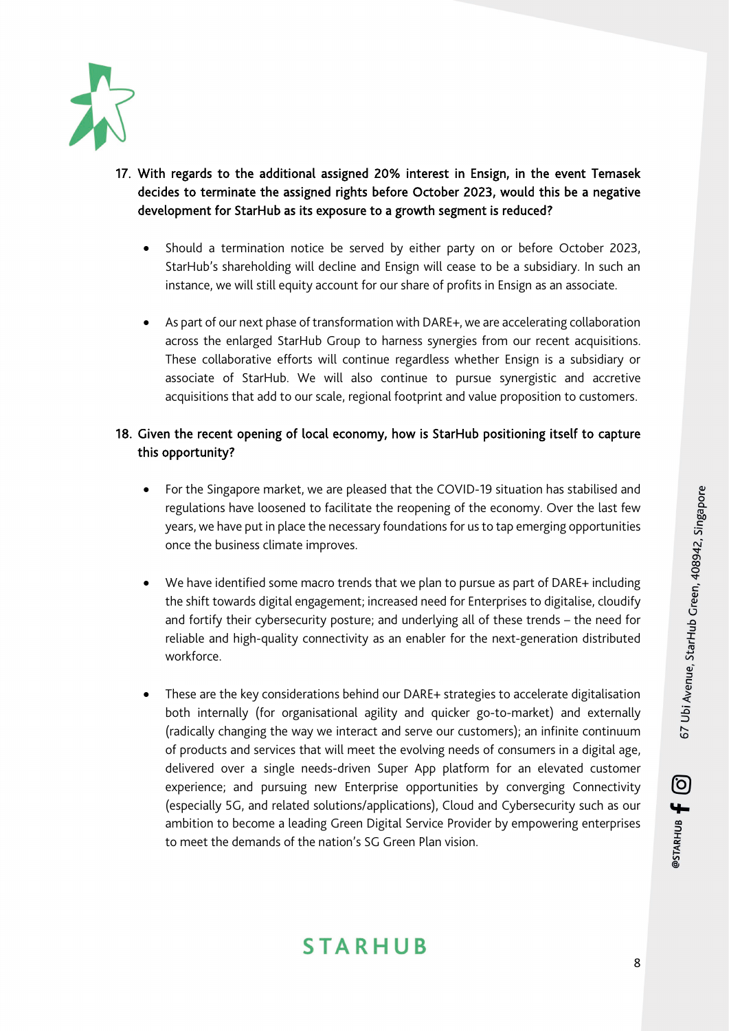17. **With regards to the additional assigned 20% interest in Ensign, in the event Temasek decides to terminate the assigned rights before October 2023, would this be a negative development for StarHub as its exposure to a growth segment is reduced?**

    - Should a termination notice be served by either party on or before October 2023, StarHub's shareholding will decline and Ensign will cease to be a subsidiary. In such an instance, we will still equity account for our share of profits in Ensign as an associate.

    - As part of our next phase of transformation with DARE+, we are accelerating collaboration across the enlarged StarHub Group to harness synergies from our recent acquisitions. These collaborative efforts will continue regardless whether Ensign is a subsidiary or associate of StarHub. We will also continue to pursue synergistic and accretive acquisitions that add to our scale, regional footprint and value proposition to customers.

18. **Given the recent opening of local economy, how is StarHub positioning itself to capture this opportunity?**

    - For the Singapore market, we are pleased that the COVID-19 situation has stabilised and regulations have loosened to facilitate the reopening of the economy. Over the last few years, we have put in place the necessary foundations for us to tap emerging opportunities once the business climate improves.

    - We have identified some macro trends that we plan to pursue as part of DARE+ including the shift towards digital engagement; increased need for Enterprises to digitalise, cloudify and fortify their cybersecurity posture; and underlying all of these trends – the need for reliable and high-quality connectivity as an enabler for the next-generation distributed workforce.

    - These are the key considerations behind our DARE+ strategies to accelerate digitalisation both internally (for organisational agility and quicker go-to-market) and externally (radically changing the way we interact and serve our customers); an infinite continuum of products and services that will meet the evolving needs of consumers in a digital age, delivered over a single needs-driven Super App platform for an elevated customer experience; and pursuing new Enterprise opportunities by converging Connectivity (especially 5G, and related solutions/applications), Cloud and Cybersecurity such as our ambition to become a leading Green Digital Service Provider by empowering enterprises to meet the demands of the nation's SG Green Plan vision.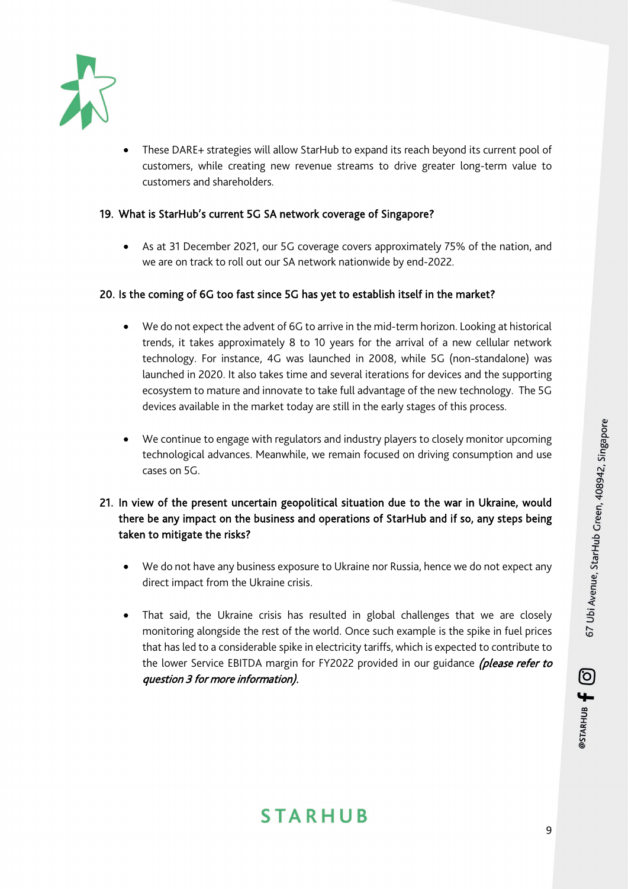- These DARE+ strategies will allow StarHub to expand its reach beyond its current pool of customers, while creating new revenue streams to drive greater long-term value to customers and shareholders.

**19. What is StarHub's current 5G SA network coverage of Singapore?**

- As at 31 December 2021, our 5G coverage covers approximately 75% of the nation, and we are on track to roll out our SA network nationwide by end-2022.

**20. Is the coming of 6G too fast since 5G has yet to establish itself in the market?**

- We do not expect the advent of 6G to arrive in the mid-term horizon. Looking at historical trends, it takes approximately 8 to 10 years for the arrival of a new cellular network technology. For instance, 4G was launched in 2008, while 5G (non-standalone) was launched in 2020. It also takes time and several iterations for devices and the supporting ecosystem to mature and innovate to take full advantage of the new technology. The 5G devices available in the market today are still in the early stages of this process.

- We continue to engage with regulators and industry players to closely monitor upcoming technological advances. Meanwhile, we remain focused on driving consumption and use cases on 5G.

**21. In view of the present uncertain geopolitical situation due to the war in Ukraine, would there be any impact on the business and operations of StarHub and if so, any steps being taken to mitigate the risks?**

- We do not have any business exposure to Ukraine nor Russia, hence we do not expect any direct impact from the Ukraine crisis.

- That said, the Ukraine crisis has resulted in global challenges that we are closely monitoring alongside the rest of the world. Once such example is the spike in fuel prices that has led to a considerable spike in electricity tariffs, which is expected to contribute to the lower Service EBITDA margin for FY2022 provided in our guidance ***(please refer to question 3 for more information)***.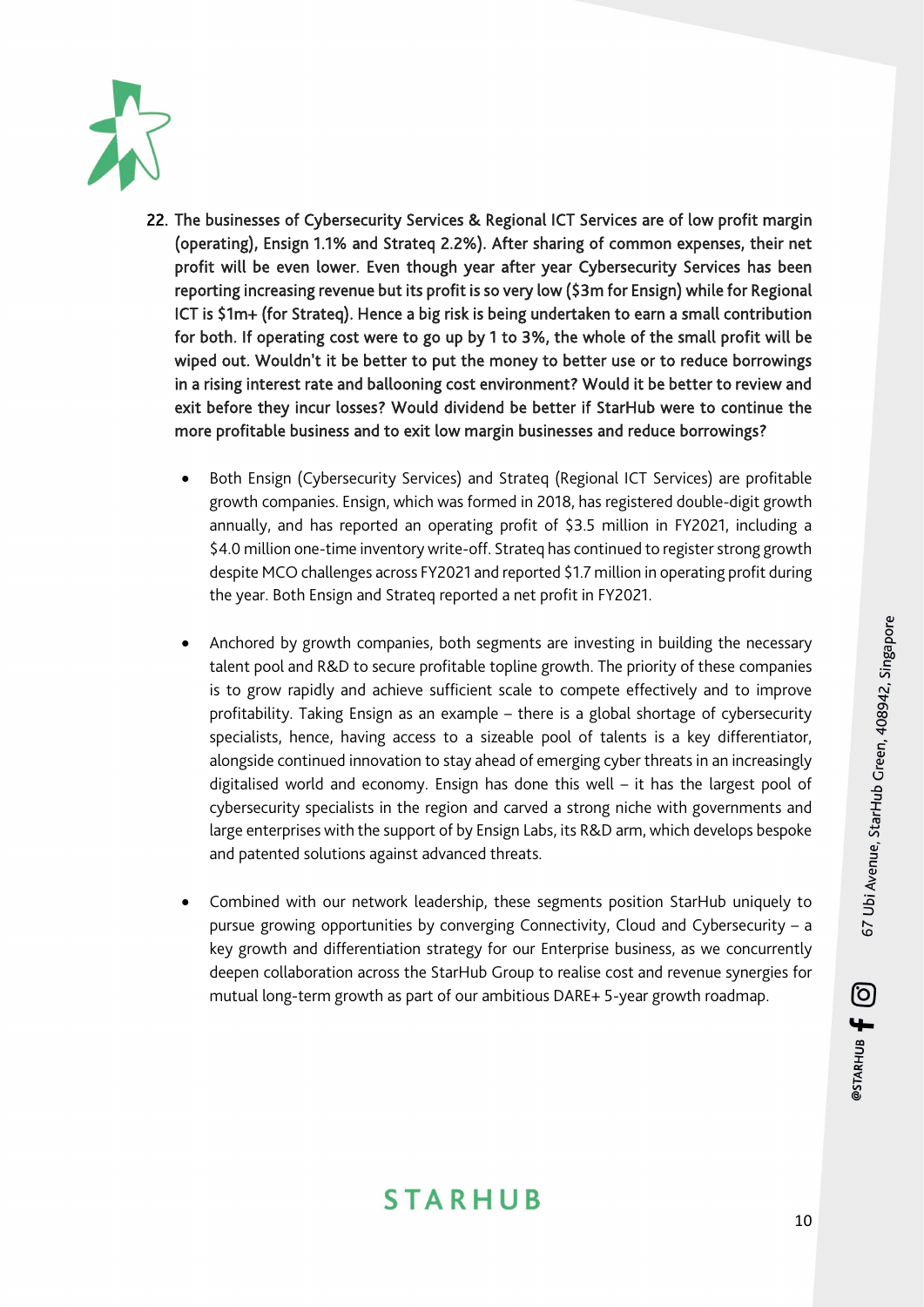22. **The businesses of Cybersecurity Services & Regional ICT Services are of low profit margin (operating), Ensign 1.1% and Strateq 2.2%). After sharing of common expenses, their net profit will be even lower. Even though year after year Cybersecurity Services has been reporting increasing revenue but its profit is so very low ($3m for Ensign) while for Regional ICT is $1m+ (for Strateq). Hence a big risk is being undertaken to earn a small contribution for both. If operating cost were to go up by 1 to 3%, the whole of the small profit will be wiped out. Wouldn't it be better to put the money to better use or to reduce borrowings in a rising interest rate and ballooning cost environment? Would it be better to review and exit before they incur losses? Would dividend be better if StarHub were to continue the more profitable business and to exit low margin businesses and reduce borrowings?**

    - Both Ensign (Cybersecurity Services) and Strateq (Regional ICT Services) are profitable growth companies. Ensign, which was formed in 2018, has registered double-digit growth annually, and has reported an operating profit of $3.5 million in FY2021, including a $4.0 million one-time inventory write-off. Strateq has continued to register strong growth despite MCO challenges across FY2021 and reported $1.7 million in operating profit during the year. Both Ensign and Strateq reported a net profit in FY2021.

    - Anchored by growth companies, both segments are investing in building the necessary talent pool and R&D to secure profitable topline growth. The priority of these companies is to grow rapidly and achieve sufficient scale to compete effectively and to improve profitability. Taking Ensign as an example – there is a global shortage of cybersecurity specialists, hence, having access to a sizeable pool of talents is a key differentiator, alongside continued innovation to stay ahead of emerging cyber threats in an increasingly digitalised world and economy. Ensign has done this well – it has the largest pool of cybersecurity specialists in the region and carved a strong niche with governments and large enterprises with the support of by Ensign Labs, its R&D arm, which develops bespoke and patented solutions against advanced threats.

    - Combined with our network leadership, these segments position StarHub uniquely to pursue growing opportunities by converging Connectivity, Cloud and Cybersecurity – a key growth and differentiation strategy for our Enterprise business, as we concurrently deepen collaboration across the StarHub Group to realise cost and revenue synergies for mutual long-term growth as part of our ambitious DARE+ 5-year growth roadmap.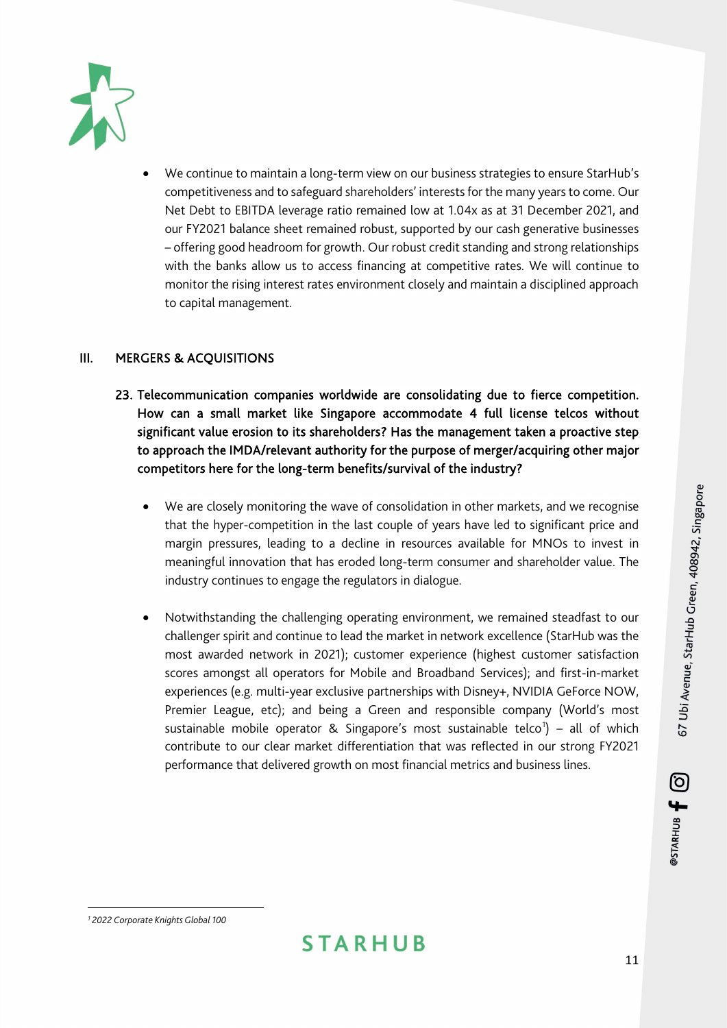- We continue to maintain a long-term view on our business strategies to ensure StarHub's competitiveness and to safeguard shareholders' interests for the many years to come. Our Net Debt to EBITDA leverage ratio remained low at 1.04x as at 31 December 2021, and our FY2021 balance sheet remained robust, supported by our cash generative businesses – offering good headroom for growth. Our robust credit standing and strong relationships with the banks allow us to access financing at competitive rates. We will continue to monitor the rising interest rates environment closely and maintain a disciplined approach to capital management.

## III. MERGERS & ACQUISITIONS

**23. Telecommunication companies worldwide are consolidating due to fierce competition. How can a small market like Singapore accommodate 4 full license telcos without significant value erosion to its shareholders? Has the management taken a proactive step to approach the IMDA/relevant authority for the purpose of merger/acquiring other major competitors here for the long-term benefits/survival of the industry?**

- We are closely monitoring the wave of consolidation in other markets, and we recognise that the hyper-competition in the last couple of years have led to significant price and margin pressures, leading to a decline in resources available for MNOs to invest in meaningful innovation that has eroded long-term consumer and shareholder value. The industry continues to engage the regulators in dialogue.

- Notwithstanding the challenging operating environment, we remained steadfast to our challenger spirit and continue to lead the market in network excellence (StarHub was the most awarded network in 2021); customer experience (highest customer satisfaction scores amongst all operators for Mobile and Broadband Services); and first-in-market experiences (e.g. multi-year exclusive partnerships with Disney+, NVIDIA GeForce NOW, Premier League, etc); and being a Green and responsible company (World's most sustainable mobile operator & Singapore's most sustainable telco[1]) – all of which contribute to our clear market differentiation that was reflected in our strong FY2021 performance that delivered growth on most financial metrics and business lines.

[1] *2022 Corporate Knights Global 100*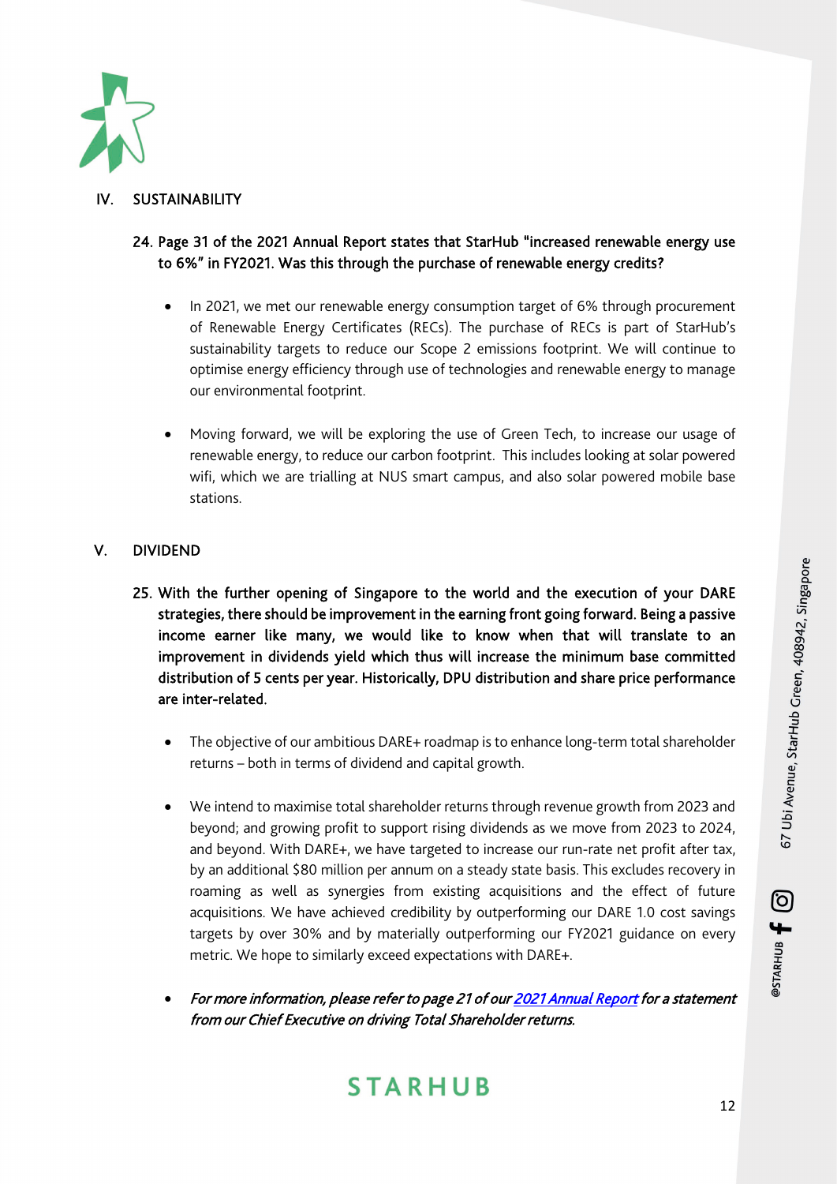## IV. SUSTAINABILITY

**24. Page 31 of the 2021 Annual Report states that StarHub "increased renewable energy use to 6%" in FY2021. Was this through the purchase of renewable energy credits?**

- In 2021, we met our renewable energy consumption target of 6% through procurement of Renewable Energy Certificates (RECs). The purchase of RECs is part of StarHub's sustainability targets to reduce our Scope 2 emissions footprint. We will continue to optimise energy efficiency through use of technologies and renewable energy to manage our environmental footprint.

- Moving forward, we will be exploring the use of Green Tech, to increase our usage of renewable energy, to reduce our carbon footprint. This includes looking at solar powered wifi, which we are trialling at NUS smart campus, and also solar powered mobile base stations.

## V. DIVIDEND

**25. With the further opening of Singapore to the world and the execution of your DARE strategies, there should be improvement in the earning front going forward. Being a passive income earner like many, we would like to know when that will translate to an improvement in dividends yield which thus will increase the minimum base committed distribution of 5 cents per year. Historically, DPU distribution and share price performance are inter-related.**

- The objective of our ambitious DARE+ roadmap is to enhance long-term total shareholder returns – both in terms of dividend and capital growth.

- We intend to maximise total shareholder returns through revenue growth from 2023 and beyond; and growing profit to support rising dividends as we move from 2023 to 2024, and beyond. With DARE+, we have targeted to increase our run-rate net profit after tax, by an additional $80 million per annum on a steady state basis. This excludes recovery in roaming as well as synergies from existing acquisitions and the effect of future acquisitions. We have achieved credibility by outperforming our DARE 1.0 cost savings targets by over 30% and by materially outperforming our FY2021 guidance on every metric. We hope to similarly exceed expectations with DARE+.

- *For more information, please refer to page 21 of our 2021 Annual Report for a statement from our Chief Executive on driving Total Shareholder returns.*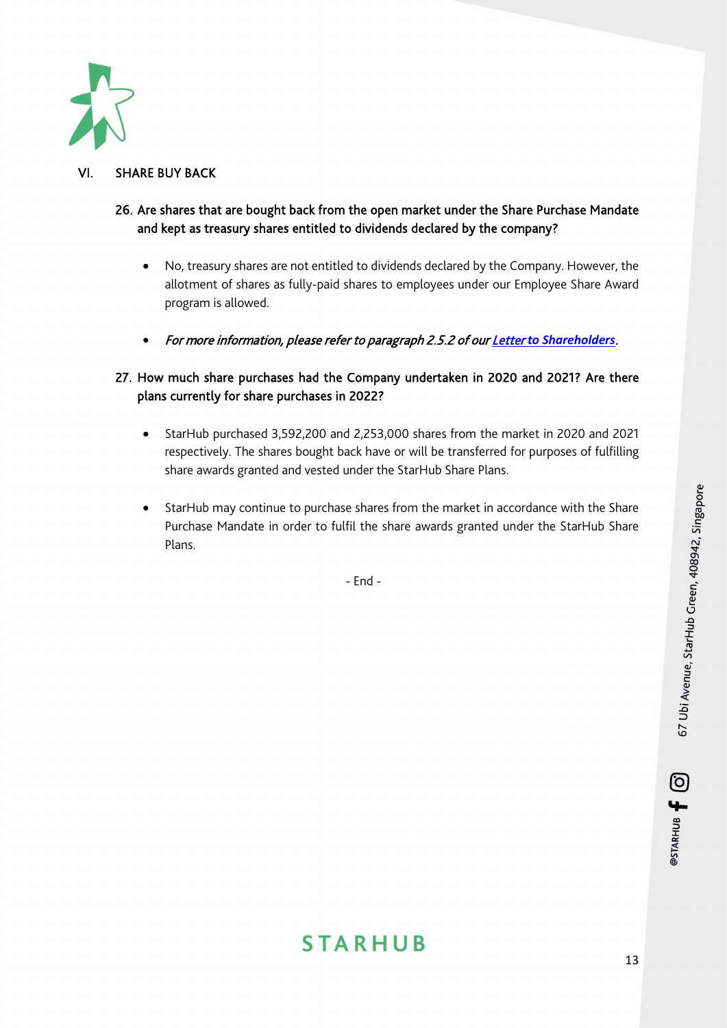## VI. SHARE BUY BACK

### 26. Are shares that are bought back from the open market under the Share Purchase Mandate and kept as treasury shares entitled to dividends declared by the company?

- No, treasury shares are not entitled to dividends declared by the Company. However, the allotment of shares as fully-paid shares to employees under our Employee Share Award program is allowed.

- *For more information, please refer to paragraph 2.5.2 of our **Letter to Shareholders**.*

### 27. How much share purchases had the Company undertaken in 2020 and 2021? Are there plans currently for share purchases in 2022?

- StarHub purchased 3,592,200 and 2,253,000 shares from the market in 2020 and 2021 respectively. The shares bought back have or will be transferred for purposes of fulfilling share awards granted and vested under the StarHub Share Plans.

- StarHub may continue to purchase shares from the market in accordance with the Share Purchase Mandate in order to fulfil the share awards granted under the StarHub Share Plans.

- End -